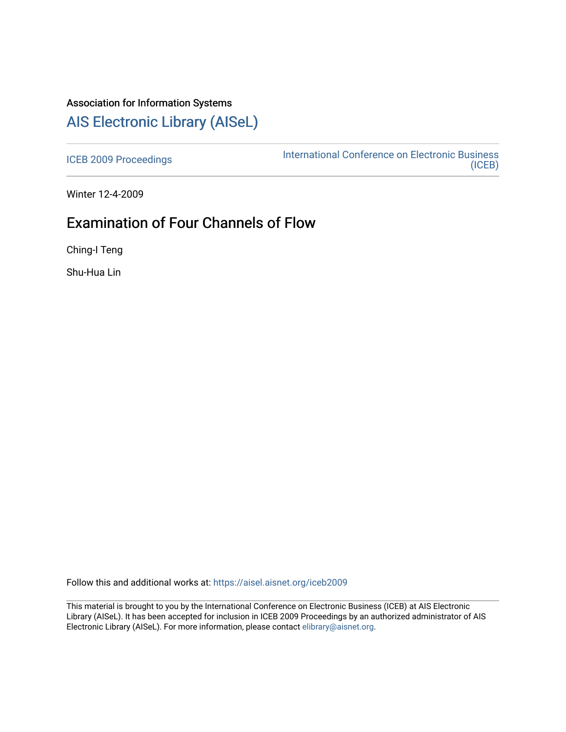Association for Information Systems

# AIS Electronic Library (AISeL)

ICEB 2009 Proceedings

International Conference on Electronic Business (ICEB)

Winter 12-4-2009

## Examination of Four Channels of Flow

Ching-I Teng

Shu-Hua Lin

Follow this and additional works at: https://aisel.aisnet.org/iceb2009

This material is brought to you by the International Conference on Electronic Business (ICEB) at AIS Electronic Library (AISeL). It has been accepted for inclusion in ICEB 2009 Proceedings by an authorized administrator of AIS Electronic Library (AISeL). For more information, please contact elibrary@aisnet.org.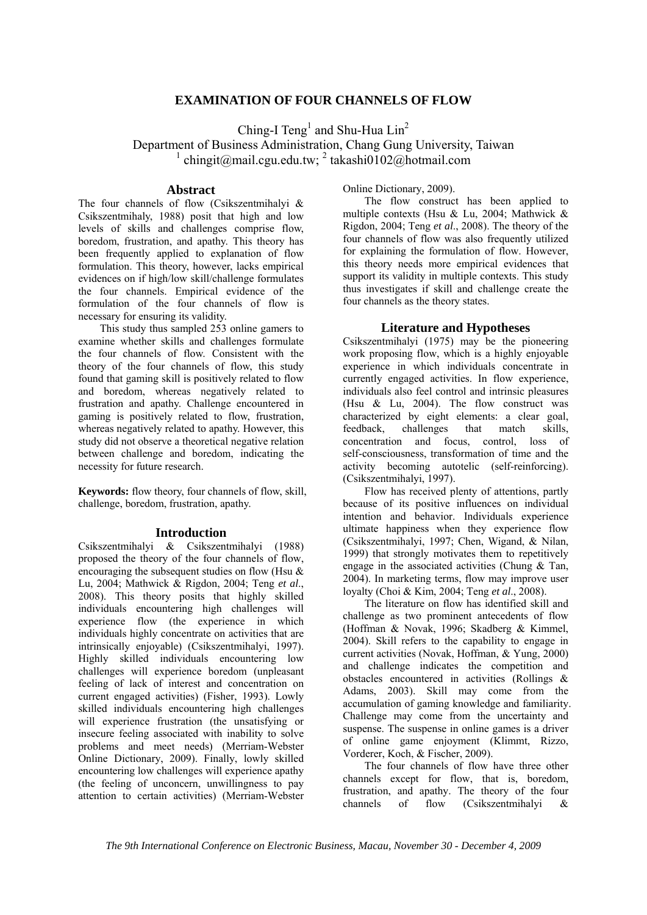# EXAMINATION OF FOUR CHANNELS OF FLOW

Ching-I Teng[1] and Shu-Hua Lin[2]

Department of Business Administration, Chang Gung University, Taiwan

[1] chingit@mail.cgu.edu.tw; [2] takashi0102@hotmail.com

## Abstract

The four channels of flow (Csikszentmihalyi & Csikszentmihaly, 1988) posit that high and low levels of skills and challenges comprise flow, boredom, frustration, and apathy. This theory has been frequently applied to explanation of flow formulation. This theory, however, lacks empirical evidences on if high/low skill/challenge formulates the four channels. Empirical evidence of the formulation of the four channels of flow is necessary for ensuring its validity.

This study thus sampled 253 online gamers to examine whether skills and challenges formulate the four channels of flow. Consistent with the theory of the four channels of flow, this study found that gaming skill is positively related to flow and boredom, whereas negatively related to frustration and apathy. Challenge encountered in gaming is positively related to flow, frustration, whereas negatively related to apathy. However, this study did not observe a theoretical negative relation between challenge and boredom, indicating the necessity for future research.

**Keywords:** flow theory, four channels of flow, skill, challenge, boredom, frustration, apathy.

## Introduction

Csikszentmihalyi & Csikszentmihalyi (1988) proposed the theory of the four channels of flow, encouraging the subsequent studies on flow (Hsu & Lu, 2004; Mathwick & Rigdon, 2004; Teng *et al*., 2008). This theory posits that highly skilled individuals encountering high challenges will experience flow (the experience in which individuals highly concentrate on activities that are intrinsically enjoyable) (Csikszentmihalyi, 1997). Highly skilled individuals encountering low challenges will experience boredom (unpleasant feeling of lack of interest and concentration on current engaged activities) (Fisher, 1993). Lowly skilled individuals encountering high challenges will experience frustration (the unsatisfying or insecure feeling associated with inability to solve problems and meet needs) (Merriam-Webster Online Dictionary, 2009). Finally, lowly skilled encountering low challenges will experience apathy (the feeling of unconcern, unwillingness to pay attention to certain activities) (Merriam-Webster Online Dictionary, 2009).

The flow construct has been applied to multiple contexts (Hsu & Lu, 2004; Mathwick & Rigdon, 2004; Teng *et al*., 2008). The theory of the four channels of flow was also frequently utilized for explaining the formulation of flow. However, this theory needs more empirical evidences that support its validity in multiple contexts. This study thus investigates if skill and challenge create the four channels as the theory states.

## Literature and Hypotheses

Csikszentmihalyi (1975) may be the pioneering work proposing flow, which is a highly enjoyable experience in which individuals concentrate in currently engaged activities. In flow experience, individuals also feel control and intrinsic pleasures (Hsu & Lu, 2004). The flow construct was characterized by eight elements: a clear goal, feedback, challenges that match skills, concentration and focus, control, loss of self-consciousness, transformation of time and the activity becoming autotelic (self-reinforcing). (Csikszentmihalyi, 1997).

Flow has received plenty of attentions, partly because of its positive influences on individual intention and behavior. Individuals experience ultimate happiness when they experience flow (Csikszentmihalyi, 1997; Chen, Wigand, & Nilan, 1999) that strongly motivates them to repetitively engage in the associated activities (Chung & Tan, 2004). In marketing terms, flow may improve user loyalty (Choi & Kim, 2004; Teng *et al*., 2008).

The literature on flow has identified skill and challenge as two prominent antecedents of flow (Hoffman & Novak, 1996; Skadberg & Kimmel, 2004). Skill refers to the capability to engage in current activities (Novak, Hoffman, & Yung, 2000) and challenge indicates the competition and obstacles encountered in activities (Rollings & Adams, 2003). Skill may come from the accumulation of gaming knowledge and familiarity. Challenge may come from the uncertainty and suspense. The suspense in online games is a driver of online game enjoyment (Klimmt, Rizzo, Vorderer, Koch, & Fischer, 2009).

The four channels of flow have three other channels except for flow, that is, boredom, frustration, and apathy. The theory of the four channels of flow (Csikszentmihalyi &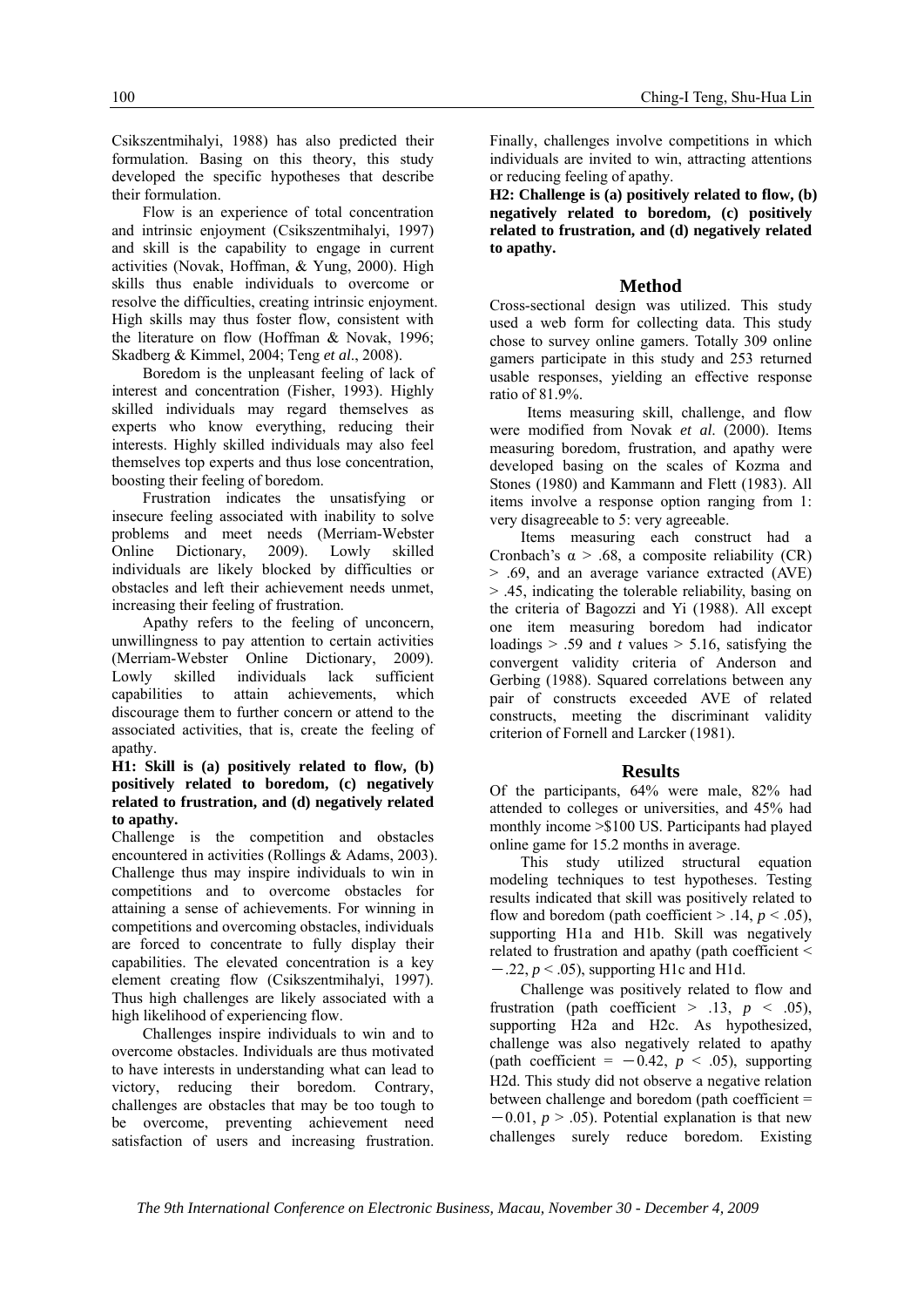Csikszentmihalyi, 1988) has also predicted their formulation. Basing on this theory, this study developed the specific hypotheses that describe their formulation.

Flow is an experience of total concentration and intrinsic enjoyment (Csikszentmihalyi, 1997) and skill is the capability to engage in current activities (Novak, Hoffman, & Yung, 2000). High skills thus enable individuals to overcome or resolve the difficulties, creating intrinsic enjoyment. High skills may thus foster flow, consistent with the literature on flow (Hoffman & Novak, 1996; Skadberg & Kimmel, 2004; Teng *et al*., 2008).

Boredom is the unpleasant feeling of lack of interest and concentration (Fisher, 1993). Highly skilled individuals may regard themselves as experts who know everything, reducing their interests. Highly skilled individuals may also feel themselves top experts and thus lose concentration, boosting their feeling of boredom.

Frustration indicates the unsatisfying or insecure feeling associated with inability to solve problems and meet needs (Merriam-Webster Online Dictionary, 2009). Lowly skilled individuals are likely blocked by difficulties or obstacles and left their achievement needs unmet, increasing their feeling of frustration.

Apathy refers to the feeling of unconcern, unwillingness to pay attention to certain activities (Merriam-Webster Online Dictionary, 2009). Lowly skilled individuals lack sufficient capabilities to attain achievements, which discourage them to further concern or attend to the associated activities, that is, create the feeling of apathy.

**H1: Skill is (a) positively related to flow, (b) positively related to boredom, (c) negatively related to frustration, and (d) negatively related to apathy.**

Challenge is the competition and obstacles encountered in activities (Rollings & Adams, 2003). Challenge thus may inspire individuals to win in competitions and to overcome obstacles for attaining a sense of achievements. For winning in competitions and overcoming obstacles, individuals are forced to concentrate to fully display their capabilities. The elevated concentration is a key element creating flow (Csikszentmihalyi, 1997). Thus high challenges are likely associated with a high likelihood of experiencing flow.

Challenges inspire individuals to win and to overcome obstacles. Individuals are thus motivated to have interests in understanding what can lead to victory, reducing their boredom. Contrary, challenges are obstacles that may be too tough to be overcome, preventing achievement need satisfaction of users and increasing frustration. Finally, challenges involve competitions in which individuals are invited to win, attracting attentions or reducing feeling of apathy.

**H2: Challenge is (a) positively related to flow, (b) negatively related to boredom, (c) positively related to frustration, and (d) negatively related to apathy.**

## Method

Cross-sectional design was utilized. This study used a web form for collecting data. This study chose to survey online gamers. Totally 309 online gamers participate in this study and 253 returned usable responses, yielding an effective response ratio of 81.9%.

Items measuring skill, challenge, and flow were modified from Novak *et al*. (2000). Items measuring boredom, frustration, and apathy were developed basing on the scales of Kozma and Stones (1980) and Kammann and Flett (1983). All items involve a response option ranging from 1: very disagreeable to 5: very agreeable.

Items measuring each construct had a Cronbach's $\alpha > .68$, a composite reliability (CR) $> .69$, and an average variance extracted (AVE) $> .45$, indicating the tolerable reliability, basing on the criteria of Bagozzi and Yi (1988). All except one item measuring boredom had indicator loadings $> .59$ and $t$ values $> 5.16$, satisfying the convergent validity criteria of Anderson and Gerbing (1988). Squared correlations between any pair of constructs exceeded AVE of related constructs, meeting the discriminant validity criterion of Fornell and Larcker (1981).

## Results

Of the participants, 64% were male, 82% had attended to colleges or universities, and 45% had monthly income >$100 US. Participants had played online game for 15.2 months in average.

This study utilized structural equation modeling techniques to test hypotheses. Testing results indicated that skill was positively related to flow and boredom (path coefficient $> .14$, $p < .05$), supporting H1a and H1b. Skill was negatively related to frustration and apathy (path coefficient $< -.22$, $p < .05$), supporting H1c and H1d.

Challenge was positively related to flow and frustration (path coefficient $> .13$, $p < .05$), supporting H2a and H2c. As hypothesized, challenge was also negatively related to apathy (path coefficient $= -0.42$, $p < .05$), supporting H2d. This study did not observe a negative relation between challenge and boredom (path coefficient $= -0.01$, $p > .05$). Potential explanation is that new challenges surely reduce boredom. Existing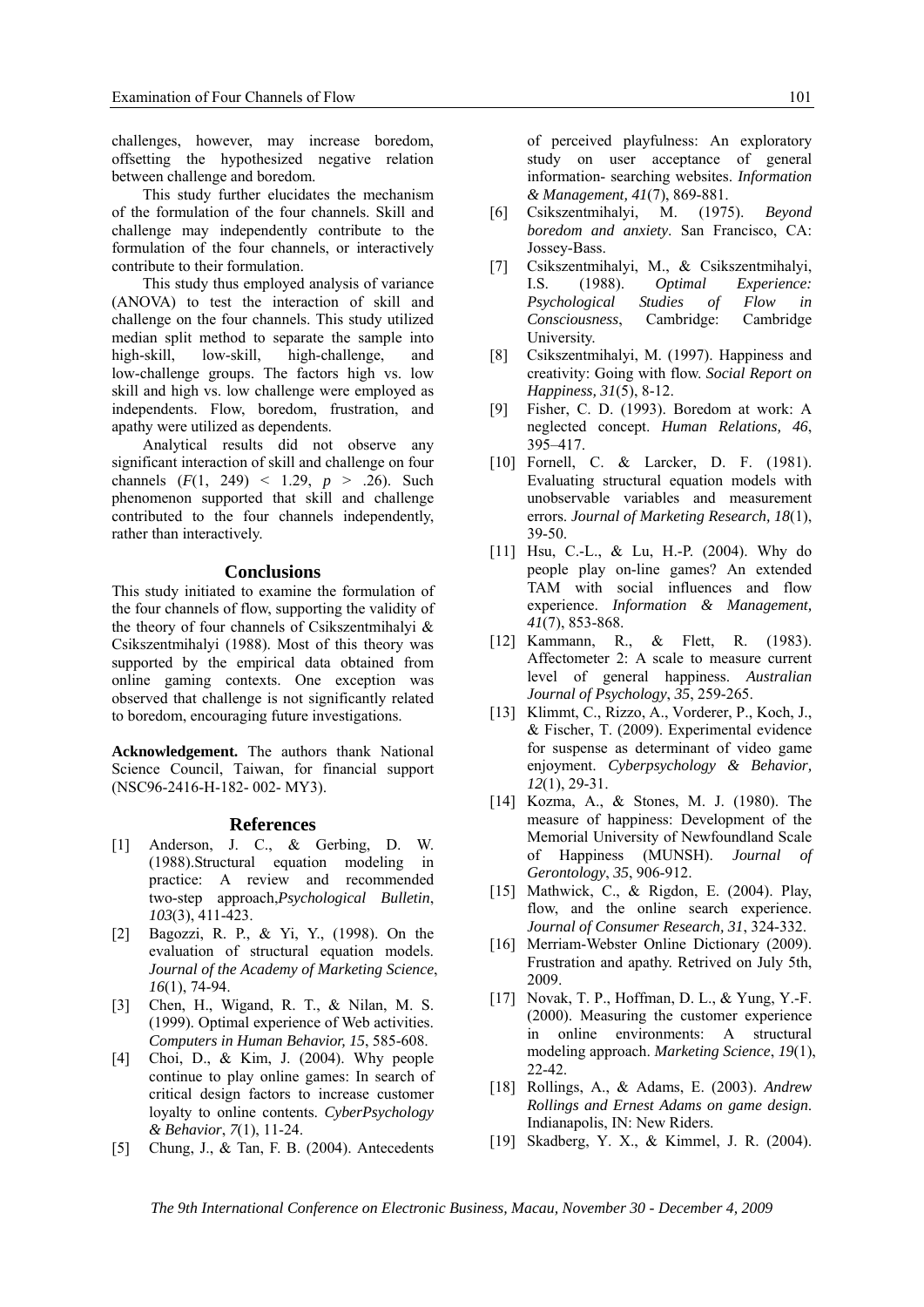challenges, however, may increase boredom, offsetting the hypothesized negative relation between challenge and boredom.

This study further elucidates the mechanism of the formulation of the four channels. Skill and challenge may independently contribute to the formulation of the four channels, or interactively contribute to their formulation.

This study thus employed analysis of variance (ANOVA) to test the interaction of skill and challenge on the four channels. This study utilized median split method to separate the sample into high-skill, low-skill, high-challenge, and low-challenge groups. The factors high vs. low skill and high vs. low challenge were employed as independents. Flow, boredom, frustration, and apathy were utilized as dependents.

Analytical results did not observe any significant interaction of skill and challenge on four channels ($F(1, 249) < 1.29$, $p > .26$). Such phenomenon supported that skill and challenge contributed to the four channels independently, rather than interactively.

## Conclusions

This study initiated to examine the formulation of the four channels of flow, supporting the validity of the theory of four channels of Csikszentmihalyi & Csikszentmihalyi (1988). Most of this theory was supported by the empirical data obtained from online gaming contexts. One exception was observed that challenge is not significantly related to boredom, encouraging future investigations.

**Acknowledgement.** The authors thank National Science Council, Taiwan, for financial support (NSC96-2416-H-182- 002- MY3).

## References

[1] Anderson, J. C., & Gerbing, D. W. (1988).Structural equation modeling in practice: A review and recommended two-step approach,*Psychological Bulletin*, *103*(3), 411-423.

[2] Bagozzi, R. P., & Yi, Y., (1998). On the evaluation of structural equation models. *Journal of the Academy of Marketing Science*, *16*(1), 74-94.

[3] Chen, H., Wigand, R. T., & Nilan, M. S. (1999). Optimal experience of Web activities. *Computers in Human Behavior, 15*, 585-608.

[4] Choi, D., & Kim, J. (2004). Why people continue to play online games: In search of critical design factors to increase customer loyalty to online contents. *CyberPsychology & Behavior*, *7*(1), 11-24.

[5] Chung, J., & Tan, F. B. (2004). Antecedents of perceived playfulness: An exploratory study on user acceptance of general information- searching websites. *Information & Management, 41*(7), 869-881.

[6] Csikszentmihalyi, M. (1975). *Beyond boredom and anxiety*. San Francisco, CA: Jossey-Bass.

[7] Csikszentmihalyi, M., & Csikszentmihalyi, I.S. (1988). *Optimal Experience: Psychological Studies of Flow in Consciousness*, Cambridge: Cambridge University.

[8] Csikszentmihalyi, M. (1997). Happiness and creativity: Going with flow. *Social Report on Happiness, 31*(5), 8-12.

[9] Fisher, C. D. (1993). Boredom at work: A neglected concept. *Human Relations, 46*, 395–417.

[10] Fornell, C. & Larcker, D. F. (1981). Evaluating structural equation models with unobservable variables and measurement errors. *Journal of Marketing Research, 18*(1), 39-50.

[11] Hsu, C.-L., & Lu, H.-P. (2004). Why do people play on-line games? An extended TAM with social influences and flow experience. *Information & Management, 41*(7), 853-868.

[12] Kammann, R., & Flett, R. (1983). Affectometer 2: A scale to measure current level of general happiness. *Australian Journal of Psychology*, *35*, 259-265.

[13] Klimmt, C., Rizzo, A., Vorderer, P., Koch, J., & Fischer, T. (2009). Experimental evidence for suspense as determinant of video game enjoyment. *Cyberpsychology & Behavior, 12*(1), 29-31.

[14] Kozma, A., & Stones, M. J. (1980). The measure of happiness: Development of the Memorial University of Newfoundland Scale of Happiness (MUNSH). *Journal of Gerontology*, *35*, 906-912.

[15] Mathwick, C., & Rigdon, E. (2004). Play, flow, and the online search experience. *Journal of Consumer Research, 31*, 324-332.

[16] Merriam-Webster Online Dictionary (2009). Frustration and apathy. Retrived on July 5th, 2009.

[17] Novak, T. P., Hoffman, D. L., & Yung, Y.-F. (2000). Measuring the customer experience in online environments: A structural modeling approach. *Marketing Science*, *19*(1), 22-42.

[18] Rollings, A., & Adams, E. (2003). *Andrew Rollings and Ernest Adams on game design*. Indianapolis, IN: New Riders.

[19] Skadberg, Y. X., & Kimmel, J. R. (2004).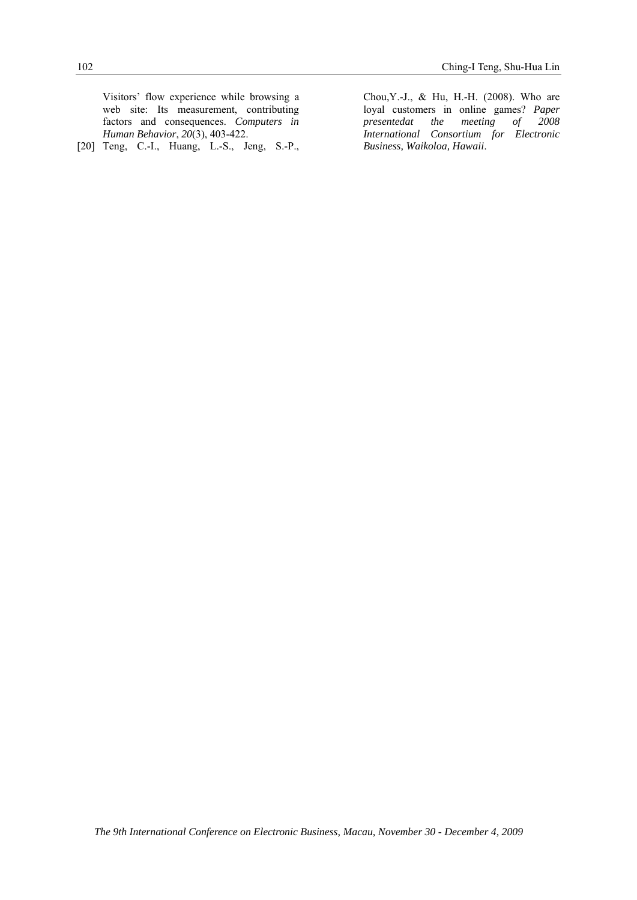Visitors' flow experience while browsing a web site: Its measurement, contributing factors and consequences. *Computers in Human Behavior*, *20*(3), 403-422.

[20] Teng, C.-I., Huang, L.-S., Jeng, S.-P., Chou,Y.-J., & Hu, H.-H. (2008). Who are loyal customers in online games? *Paper presentedat the meeting of 2008 International Consortium for Electronic Business, Waikoloa, Hawaii*.